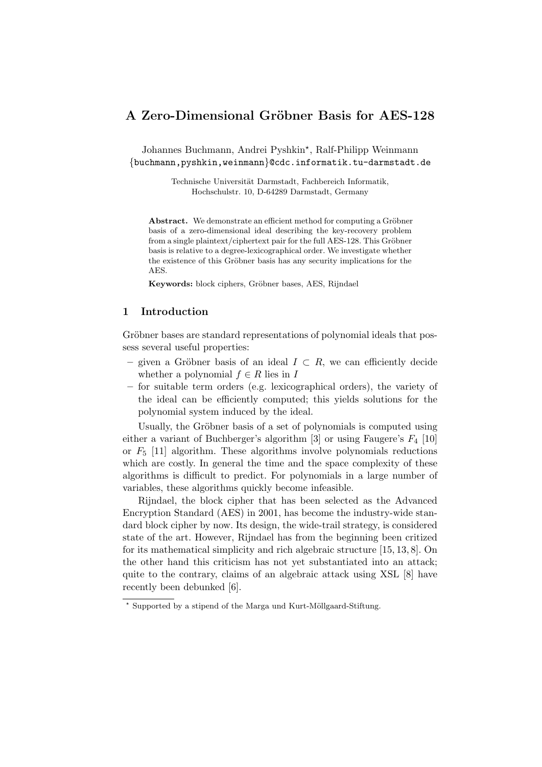# A Zero-Dimensional Gröbner Basis for AES-128

Johannes Buchmann, Andrei Pyshkin[⋆], Ralf-Philipp Weinmann
{buchmann,pyshkin,weinmann}@cdc.informatik.tu-darmstadt.de

Technische Universität Darmstadt, Fachbereich Informatik,
Hochschulstr. 10, D-64289 Darmstadt, Germany

**Abstract.** We demonstrate an efficient method for computing a Gröbner basis of a zero-dimensional ideal describing the key-recovery problem from a single plaintext/ciphertext pair for the full AES-128. This Gröbner basis is relative to a degree-lexicographical order. We investigate whether the existence of this Gröbner basis has any security implications for the AES.

**Keywords:** block ciphers, Gröbner bases, AES, Rijndael

## 1 Introduction

Gröbner bases are standard representations of polynomial ideals that possess several useful properties:

- given a Gröbner basis of an ideal $I \subset R$, we can efficiently decide whether a polynomial $f \in R$ lies in $I$
- for suitable term orders (e.g. lexicographical orders), the variety of the ideal can be efficiently computed; this yields solutions for the polynomial system induced by the ideal.

Usually, the Gröbner basis of a set of polynomials is computed using either a variant of Buchberger's algorithm [3] or using Faugere's $F_4$ [10] or $F_5$ [11] algorithm. These algorithms involve polynomials reductions which are costly. In general the time and the space complexity of these algorithms is difficult to predict. For polynomials in a large number of variables, these algorithms quickly become infeasible.

Rijndael, the block cipher that has been selected as the Advanced Encryption Standard (AES) in 2001, has become the industry-wide standard block cipher by now. Its design, the wide-trail strategy, is considered state of the art. However, Rijndael has from the beginning been critized for its mathematical simplicity and rich algebraic structure [15, 13, 8]. On the other hand this criticism has not yet substantiated into an attack; quite to the contrary, claims of an algebraic attack using XSL [8] have recently been debunked [6].

[⋆] Supported by a stipend of the Marga und Kurt-Möllgaard-Stiftung.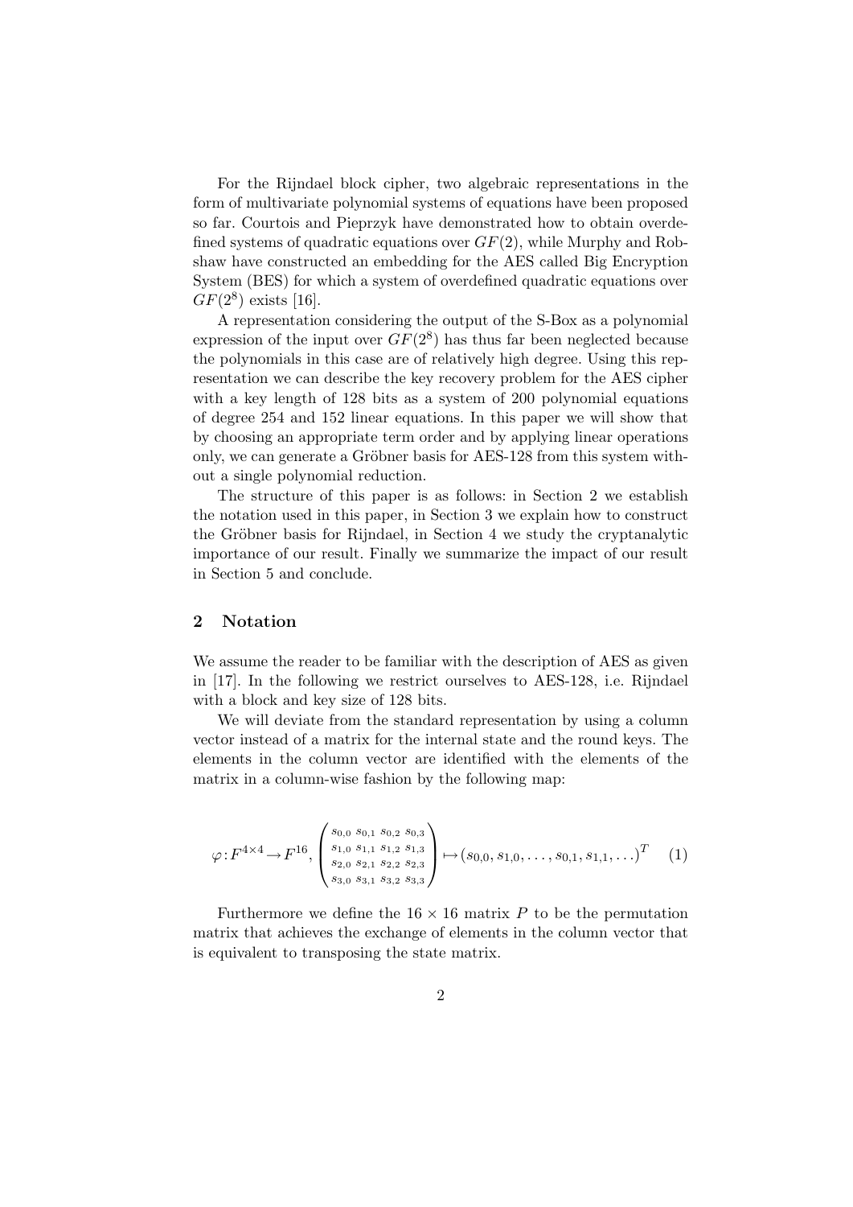For the Rijndael block cipher, two algebraic representations in the form of multivariate polynomial systems of equations have been proposed so far. Courtois and Pieprzyk have demonstrated how to obtain overdefined systems of quadratic equations over $GF(2)$, while Murphy and Robshaw have constructed an embedding for the AES called Big Encryption System (BES) for which a system of overdefined quadratic equations over $GF(2^8)$ exists [16].

A representation considering the output of the S-Box as a polynomial expression of the input over $GF(2^8)$ has thus far been neglected because the polynomials in this case are of relatively high degree. Using this representation we can describe the key recovery problem for the AES cipher with a key length of 128 bits as a system of 200 polynomial equations of degree 254 and 152 linear equations. In this paper we will show that by choosing an appropriate term order and by applying linear operations only, we can generate a Gröbner basis for AES-128 from this system without a single polynomial reduction.

The structure of this paper is as follows: in Section 2 we establish the notation used in this paper, in Section 3 we explain how to construct the Gröbner basis for Rijndael, in Section 4 we study the cryptanalytic importance of our result. Finally we summarize the impact of our result in Section 5 and conclude.

## 2 Notation

We assume the reader to be familiar with the description of AES as given in [17]. In the following we restrict ourselves to AES-128, i.e. Rijndael with a block and key size of 128 bits.

We will deviate from the standard representation by using a column vector instead of a matrix for the internal state and the round keys. The elements in the column vector are identified with the elements of the matrix in a column-wise fashion by the following map:

$$\varphi : F^{4\times 4} \to F^{16}, \begin{pmatrix} s_{0,0} & s_{0,1} & s_{0,2} & s_{0,3} \\ s_{1,0} & s_{1,1} & s_{1,2} & s_{1,3} \\ s_{2,0} & s_{2,1} & s_{2,2} & s_{2,3} \\ s_{3,0} & s_{3,1} & s_{3,2} & s_{3,3} \end{pmatrix} \mapsto (s_{0,0}, s_{1,0}, \ldots, s_{0,1}, s_{1,1}, \ldots)^T \quad (1)$$

Furthermore we define the $16 \times 16$ matrix $P$ to be the permutation matrix that achieves the exchange of elements in the column vector that is equivalent to transposing the state matrix.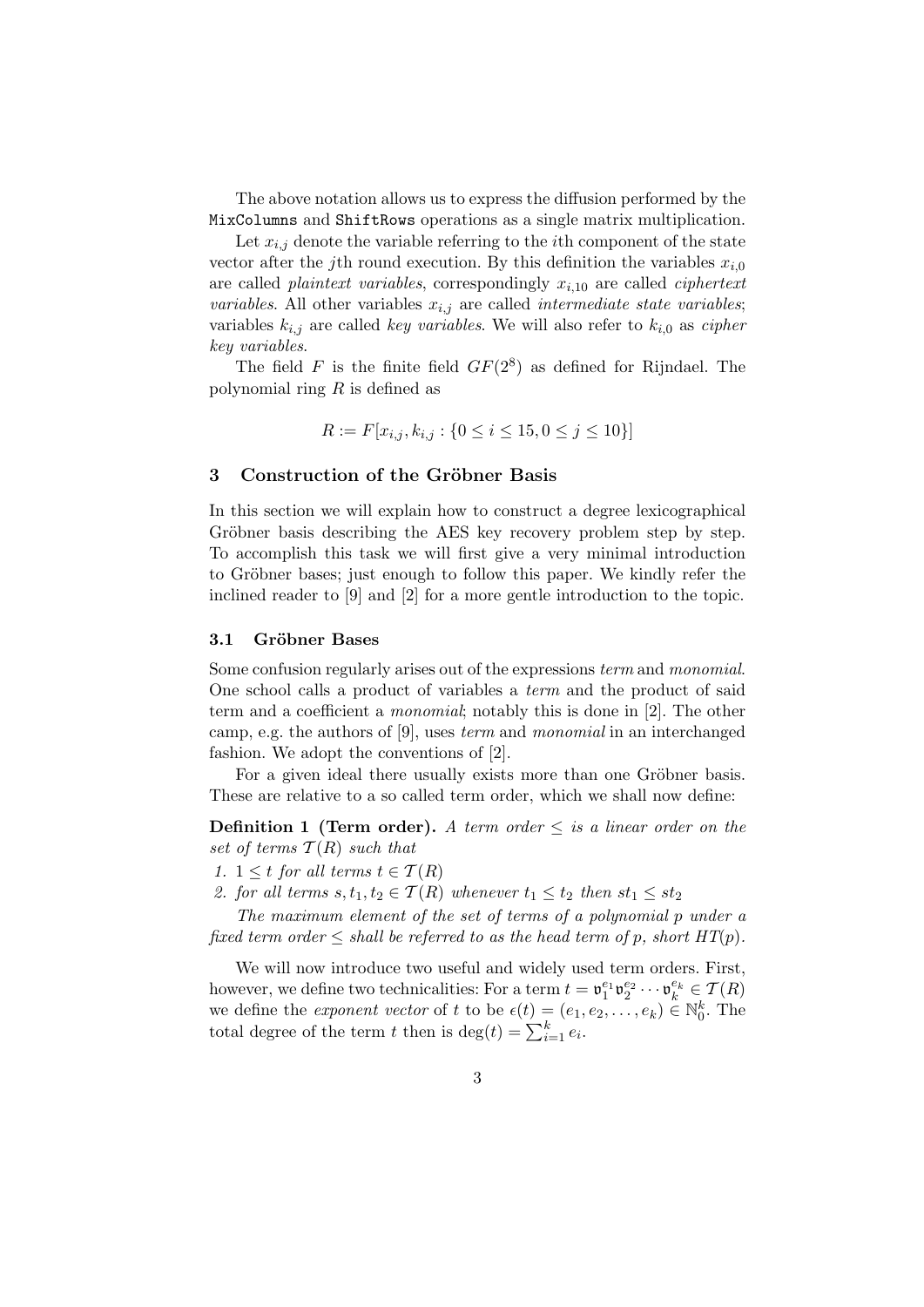The above notation allows us to express the diffusion performed by the `MixColumns` and `ShiftRows` operations as a single matrix multiplication.

Let $x_{i,j}$ denote the variable referring to the $i$th component of the state vector after the $j$th round execution. By this definition the variables $x_{i,0}$ are called *plaintext variables*, correspondingly $x_{i,10}$ are called *ciphertext variables*. All other variables $x_{i,j}$ are called *intermediate state variables*; variables $k_{i,j}$ are called *key variables*. We will also refer to $k_{i,0}$ as *cipher key variables*.

The field $F$ is the finite field $GF(2^8)$ as defined for Rijndael. The polynomial ring $R$ is defined as

$$R := F[x_{i,j}, k_{i,j} : \{0 \leq i \leq 15, 0 \leq j \leq 10\}]$$

## 3 Construction of the Gröbner Basis

In this section we will explain how to construct a degree lexicographical Gröbner basis describing the AES key recovery problem step by step. To accomplish this task we will first give a very minimal introduction to Gröbner bases; just enough to follow this paper. We kindly refer the inclined reader to [9] and [2] for a more gentle introduction to the topic.

### 3.1 Gröbner Bases

Some confusion regularly arises out of the expressions *term* and *monomial*. One school calls a product of variables a *term* and the product of said term and a coefficient a *monomial*; notably this is done in [2]. The other camp, e.g. the authors of [9], uses *term* and *monomial* in an interchanged fashion. We adopt the conventions of [2].

For a given ideal there usually exists more than one Gröbner basis. These are relative to a so called term order, which we shall now define:

**Definition 1 (Term order).** *A term order $\leq$ is a linear order on the set of terms $\mathcal{T}(R)$ such that*

1. *$1 \leq t$ for all terms $t \in \mathcal{T}(R)$*
2. *for all terms $s, t_1, t_2 \in \mathcal{T}(R)$ whenever $t_1 \leq t_2$ then $st_1 \leq st_2$*

*The maximum element of the set of terms of a polynomial $p$ under a fixed term order $\leq$ shall be referred to as the head term of $p$, short $HT(p)$.*

We will now introduce two useful and widely used term orders. First, however, we define two technicalities: For a term $t = \mathfrak{v}_1^{e_1}\mathfrak{v}_2^{e_2}\cdots\mathfrak{v}_k^{e_k} \in \mathcal{T}(R)$ we define the *exponent vector* of $t$ to be $\epsilon(t) = (e_1, e_2, \ldots, e_k) \in \mathbb{N}_0^k$. The total degree of the term $t$ then is $\deg(t) = \sum_{i=1}^{k} e_i$.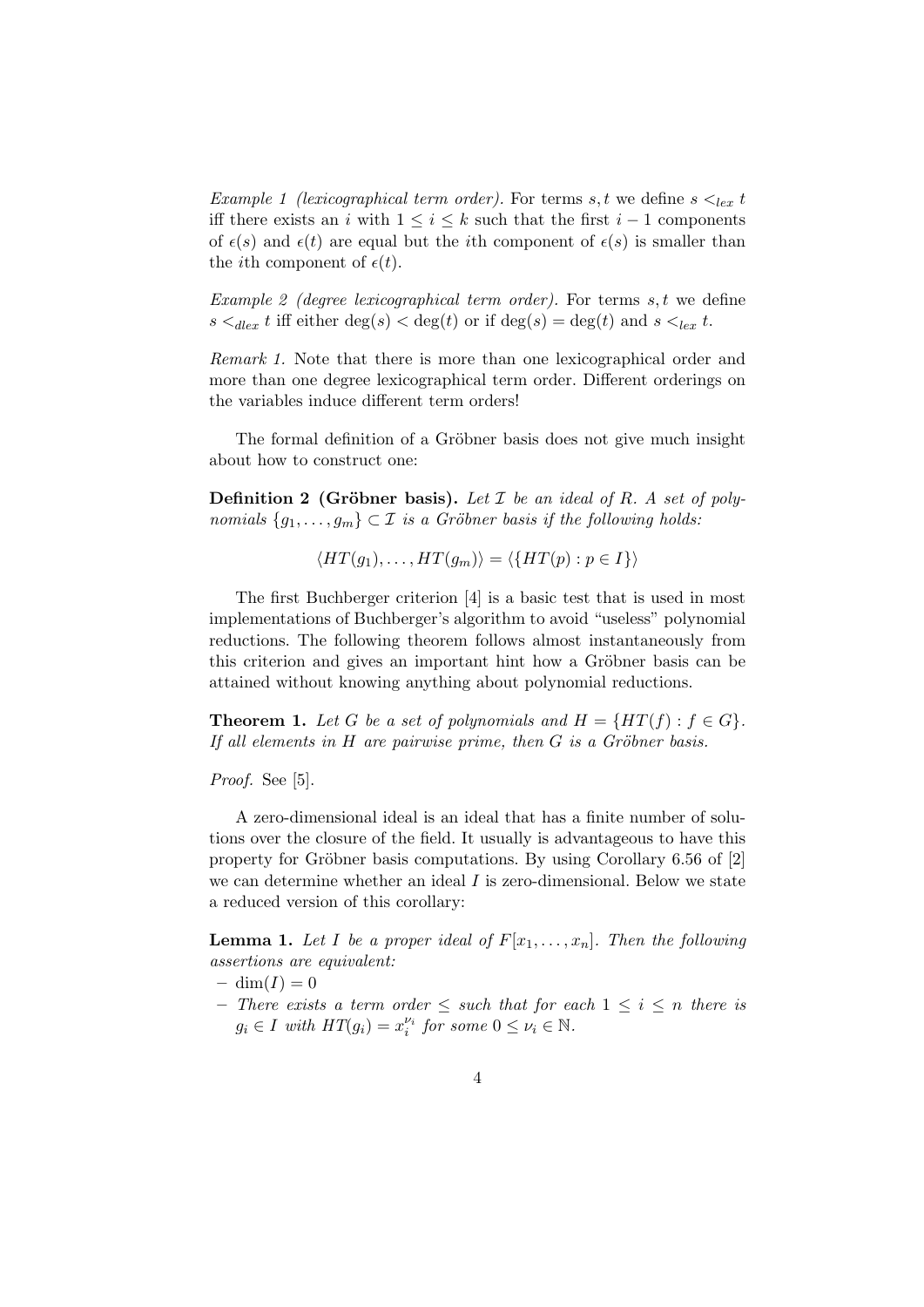*Example 1 (lexicographical term order).* For terms $s, t$ we define $s <_{lex} t$ iff there exists an $i$ with $1 \leq i \leq k$ such that the first $i-1$ components of $\epsilon(s)$ and $\epsilon(t)$ are equal but the $i$th component of $\epsilon(s)$ is smaller than the $i$th component of $\epsilon(t)$.

*Example 2 (degree lexicographical term order).* For terms $s, t$ we define $s <_{dlex} t$ iff either $\deg(s) < \deg(t)$ or if $\deg(s) = \deg(t)$ and $s <_{lex} t$.

*Remark 1.* Note that there is more than one lexicographical order and more than one degree lexicographical term order. Different orderings on the variables induce different term orders!

The formal definition of a Gröbner basis does not give much insight about how to construct one:

**Definition 2 (Gröbner basis).** *Let $\mathcal{I}$ be an ideal of $R$. A set of polynomials $\{g_1, \ldots, g_m\} \subset \mathcal{I}$ is a Gröbner basis if the following holds:*

$$\langle HT(g_1), \ldots, HT(g_m) \rangle = \langle \{HT(p) : p \in I\} \rangle$$

The first Buchberger criterion [4] is a basic test that is used in most implementations of Buchberger's algorithm to avoid "useless" polynomial reductions. The following theorem follows almost instantaneously from this criterion and gives an important hint how a Gröbner basis can be attained without knowing anything about polynomial reductions.

**Theorem 1.** *Let $G$ be a set of polynomials and $H = \{HT(f) : f \in G\}$. If all elements in $H$ are pairwise prime, then $G$ is a Gröbner basis.*

*Proof.* See [5].

A zero-dimensional ideal is an ideal that has a finite number of solutions over the closure of the field. It usually is advantageous to have this property for Gröbner basis computations. By using Corollary 6.56 of [2] we can determine whether an ideal $I$ is zero-dimensional. Below we state a reduced version of this corollary:

**Lemma 1.** *Let $I$ be a proper ideal of $F[x_1, \ldots, x_n]$. Then the following assertions are equivalent:*

- $\dim(I) = 0$
- *There exists a term order $\leq$ such that for each $1 \leq i \leq n$ there is $g_i \in I$ with $HT(g_i) = x_i^{\nu_i}$ for some $0 \leq \nu_i \in \mathbb{N}$.*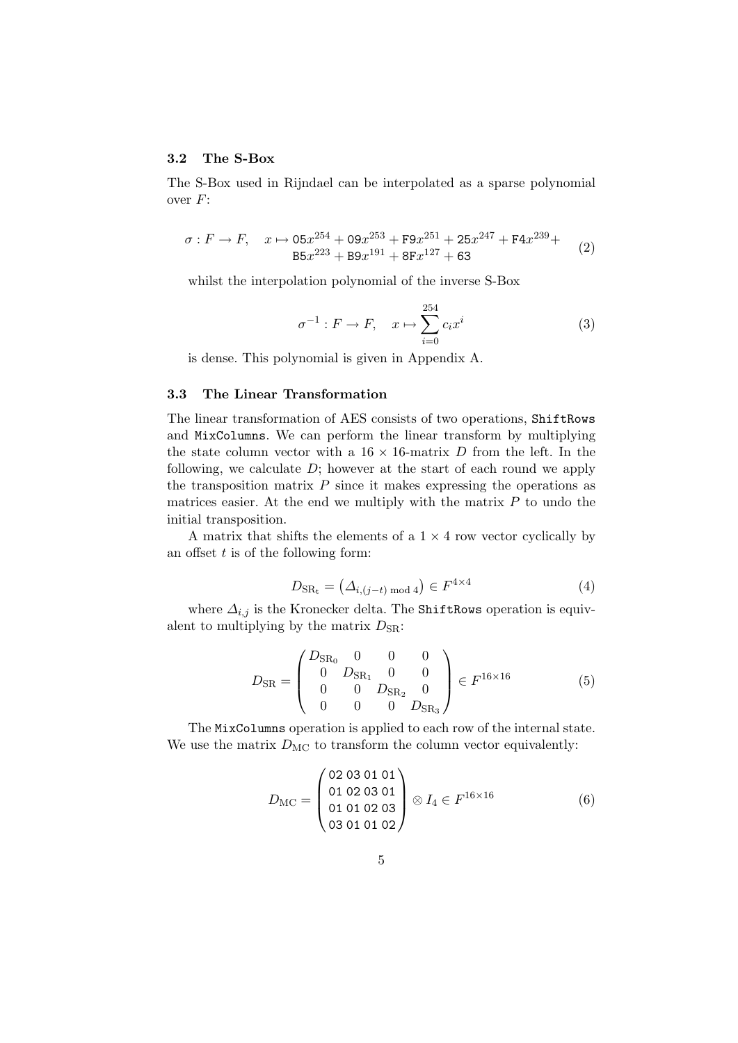### 3.2 The S-Box

The S-Box used in Rijndael can be interpolated as a sparse polynomial over $F$:

$$\sigma : F \to F, \quad x \mapsto \texttt{05}x^{254} + \texttt{09}x^{253} + \texttt{F9}x^{251} + \texttt{25}x^{247} + \texttt{F4}x^{239} + \texttt{B5}x^{223} + \texttt{B9}x^{191} + \texttt{8F}x^{127} + \texttt{63} \tag{2}$$

whilst the interpolation polynomial of the inverse S-Box

$$\sigma^{-1} : F \to F, \quad x \mapsto \sum_{i=0}^{254} c_i x^i \tag{3}$$

is dense. This polynomial is given in Appendix A.

### 3.3 The Linear Transformation

The linear transformation of AES consists of two operations, `ShiftRows` and `MixColumns`. We can perform the linear transform by multiplying the state column vector with a $16 \times 16$-matrix $D$ from the left. In the following, we calculate $D$; however at the start of each round we apply the transposition matrix $P$ since it makes expressing the operations as matrices easier. At the end we multiply with the matrix $P$ to undo the initial transposition.

A matrix that shifts the elements of a $1 \times 4$ row vector cyclically by an offset $t$ is of the following form:

$$D_{\mathrm{SR_t}} = \left( \Delta_{i,(j-t) \bmod 4} \right) \in F^{4 \times 4} \tag{4}$$

where $\Delta_{i,j}$ is the Kronecker delta. The `ShiftRows` operation is equivalent to multiplying by the matrix $D_{\mathrm{SR}}$:

$$D_{\mathrm{SR}} = \begin{pmatrix} D_{\mathrm{SR_0}} & 0 & 0 & 0 \\ 0 & D_{\mathrm{SR_1}} & 0 & 0 \\ 0 & 0 & D_{\mathrm{SR_2}} & 0 \\ 0 & 0 & 0 & D_{\mathrm{SR_3}} \end{pmatrix} \in F^{16 \times 16} \tag{5}$$

The `MixColumns` operation is applied to each row of the internal state. We use the matrix $D_{\mathrm{MC}}$ to transform the column vector equivalently:

$$D_{\mathrm{MC}} = \begin{pmatrix} \texttt{02 03 01 01} \\ \texttt{01 02 03 01} \\ \texttt{01 01 02 03} \\ \texttt{03 01 01 02} \end{pmatrix} \otimes I_4 \in F^{16 \times 16} \tag{6}$$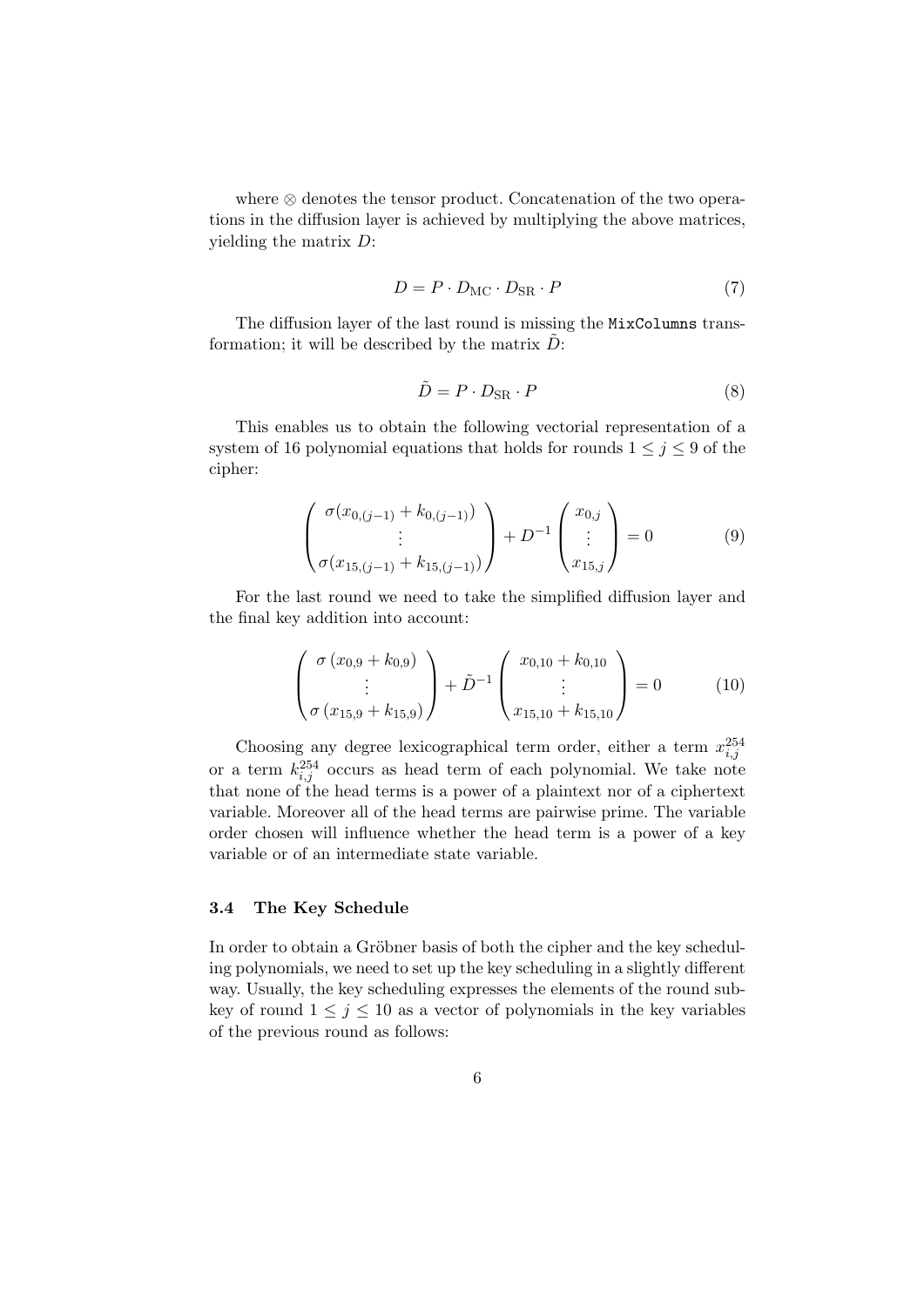where $\otimes$ denotes the tensor product. Concatenation of the two operations in the diffusion layer is achieved by multiplying the above matrices, yielding the matrix $D$:

$$D = P \cdot D_{\mathrm{MC}} \cdot D_{\mathrm{SR}} \cdot P \tag{7}$$

The diffusion layer of the last round is missing the `MixColumns` transformation; it will be described by the matrix $\tilde{D}$:

$$\tilde{D} = P \cdot D_{\mathrm{SR}} \cdot P \tag{8}$$

This enables us to obtain the following vectorial representation of a system of 16 polynomial equations that holds for rounds $1 \leq j \leq 9$ of the cipher:

$$\begin{pmatrix} \sigma(x_{0,(j-1)} + k_{0,(j-1)}) \\ \vdots \\ \sigma(x_{15,(j-1)} + k_{15,(j-1)}) \end{pmatrix} + D^{-1} \begin{pmatrix} x_{0,j} \\ \vdots \\ x_{15,j} \end{pmatrix} = 0 \tag{9}$$

For the last round we need to take the simplified diffusion layer and the final key addition into account:

$$\begin{pmatrix} \sigma\left(x_{0,9} + k_{0,9}\right) \\ \vdots \\ \sigma\left(x_{15,9} + k_{15,9}\right) \end{pmatrix} + \tilde{D}^{-1} \begin{pmatrix} x_{0,10} + k_{0,10} \\ \vdots \\ x_{15,10} + k_{15,10} \end{pmatrix} = 0 \tag{10}$$

Choosing any degree lexicographical term order, either a term $x_{i,j}^{254}$ or a term $k_{i,j}^{254}$ occurs as head term of each polynomial. We take note that none of the head terms is a power of a plaintext nor of a ciphertext variable. Moreover all of the head terms are pairwise prime. The variable order chosen will influence whether the head term is a power of a key variable or of an intermediate state variable.

### 3.4 The Key Schedule

In order to obtain a Gröbner basis of both the cipher and the key scheduling polynomials, we need to set up the key scheduling in a slightly different way. Usually, the key scheduling expresses the elements of the round subkey of round $1 \leq j \leq 10$ as a vector of polynomials in the key variables of the previous round as follows: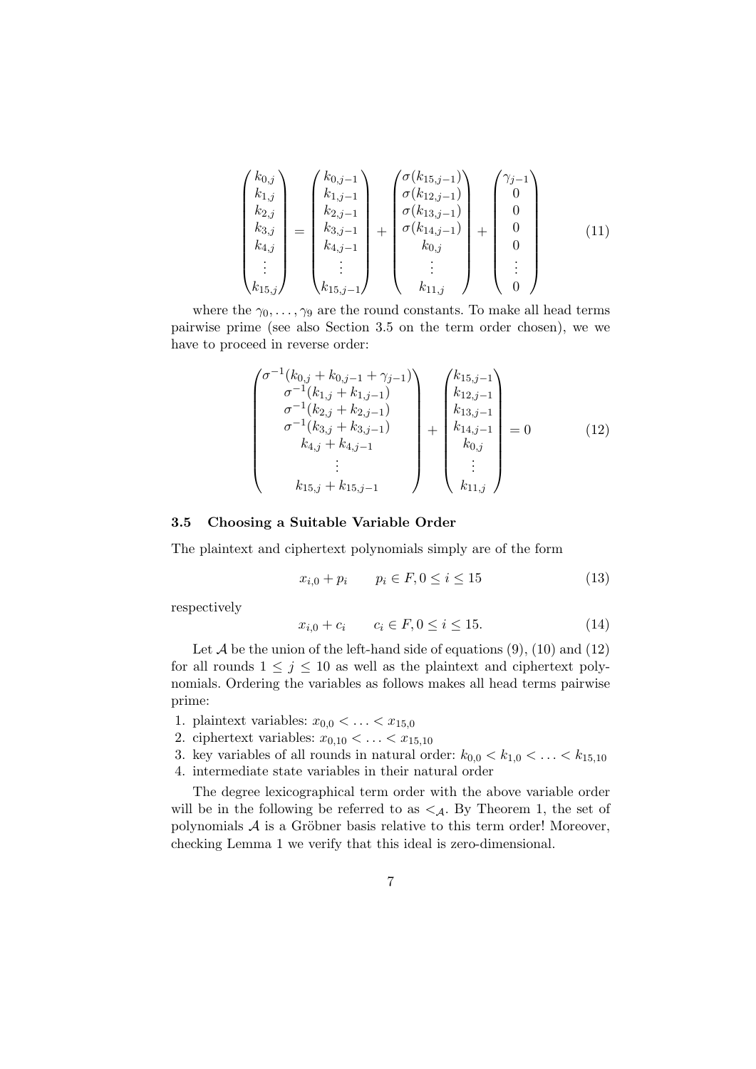$$
\begin{pmatrix} k_{0,j} \\ k_{1,j} \\ k_{2,j} \\ k_{3,j} \\ k_{4,j} \\ \vdots \\ k_{15,j} \end{pmatrix} = \begin{pmatrix} k_{0,j-1} \\ k_{1,j-1} \\ k_{2,j-1} \\ k_{3,j-1} \\ k_{4,j-1} \\ \vdots \\ k_{15,j-1} \end{pmatrix} + \begin{pmatrix} \sigma(k_{15,j-1}) \\ \sigma(k_{12,j-1}) \\ \sigma(k_{13,j-1}) \\ \sigma(k_{14,j-1}) \\ k_{0,j} \\ \vdots \\ k_{11,j} \end{pmatrix} + \begin{pmatrix} \gamma_{j-1} \\ 0 \\ 0 \\ 0 \\ 0 \\ \vdots \\ 0 \end{pmatrix} \tag{11}
$$

where the $\gamma_0, \ldots, \gamma_9$ are the round constants. To make all head terms pairwise prime (see also Section 3.5 on the term order chosen), we we have to proceed in reverse order:

$$
\begin{pmatrix} \sigma^{-1}(k_{0,j} + k_{0,j-1} + \gamma_{j-1}) \\ \sigma^{-1}(k_{1,j} + k_{1,j-1}) \\ \sigma^{-1}(k_{2,j} + k_{2,j-1}) \\ \sigma^{-1}(k_{3,j} + k_{3,j-1}) \\ k_{4,j} + k_{4,j-1} \\ \vdots \\ k_{15,j} + k_{15,j-1} \end{pmatrix} + \begin{pmatrix} k_{15,j-1} \\ k_{12,j-1} \\ k_{13,j-1} \\ k_{14,j-1} \\ k_{0,j} \\ \vdots \\ k_{11,j} \end{pmatrix} = 0 \tag{12}
$$

### 3.5 Choosing a Suitable Variable Order

The plaintext and ciphertext polynomials simply are of the form

$$
x_{i,0} + p_i \qquad p_i \in F, 0 \leq i \leq 15 \tag{13}
$$

respectively

$$
x_{i,0} + c_i \qquad c_i \in F, 0 \leq i \leq 15. \tag{14}
$$

Let $\mathcal{A}$ be the union of the left-hand side of equations (9), (10) and (12) for all rounds $1 \leq j \leq 10$ as well as the plaintext and ciphertext polynomials. Ordering the variables as follows makes all head terms pairwise prime:

1. plaintext variables: $x_{0,0} < \ldots < x_{15,0}$
2. ciphertext variables: $x_{0,10} < \ldots < x_{15,10}$
3. key variables of all rounds in natural order: $k_{0,0} < k_{1,0} < \ldots < k_{15,10}$
4. intermediate state variables in their natural order

The degree lexicographical term order with the above variable order will be in the following be referred to as $<_{\mathcal{A}}$. By Theorem 1, the set of polynomials $\mathcal{A}$ is a Gröbner basis relative to this term order! Moreover, checking Lemma 1 we verify that this ideal is zero-dimensional.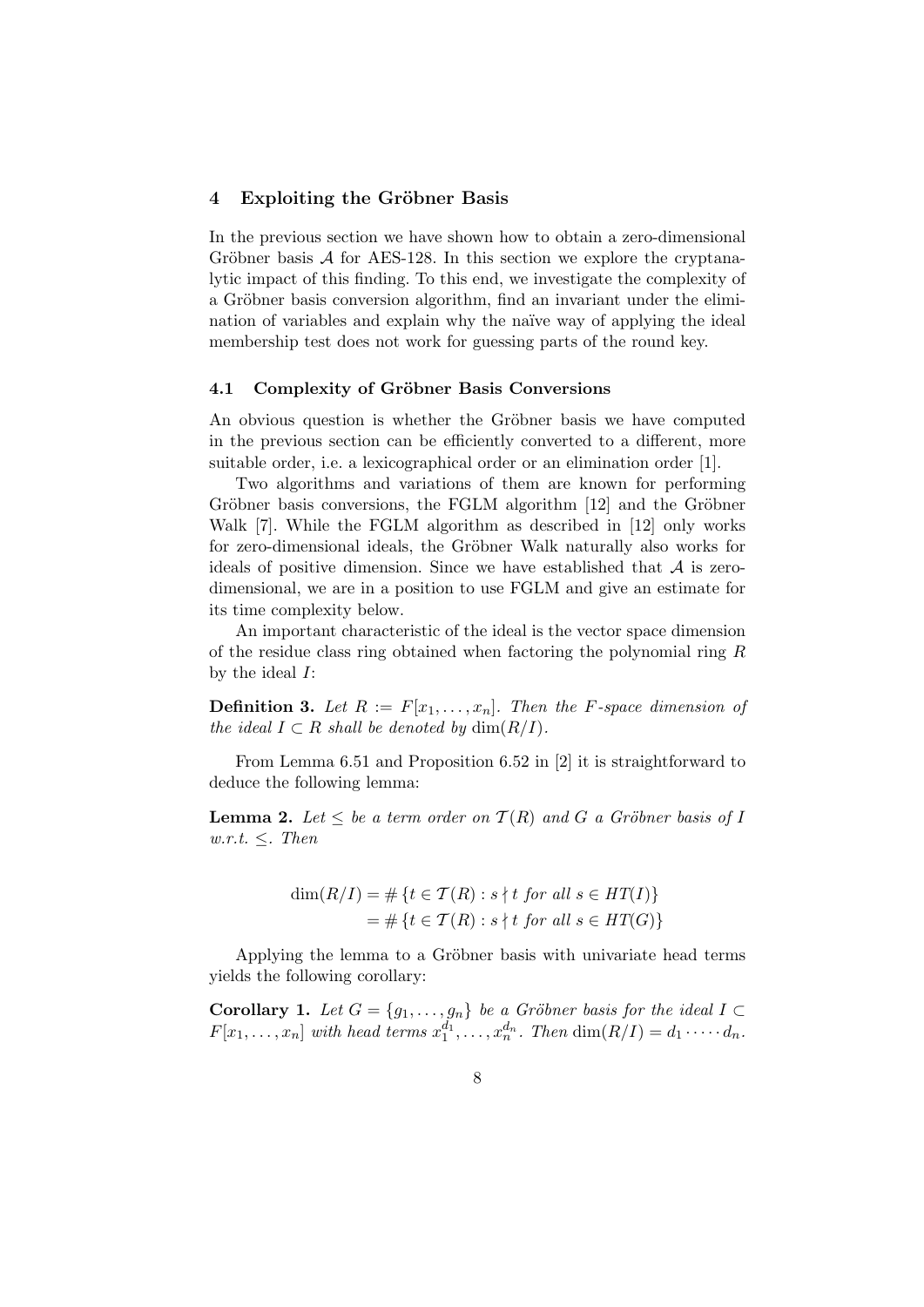## 4 Exploiting the Gröbner Basis

In the previous section we have shown how to obtain a zero-dimensional Gröbner basis $\mathcal{A}$ for AES-128. In this section we explore the cryptanalytic impact of this finding. To this end, we investigate the complexity of a Gröbner basis conversion algorithm, find an invariant under the elimination of variables and explain why the naïve way of applying the ideal membership test does not work for guessing parts of the round key.

### 4.1 Complexity of Gröbner Basis Conversions

An obvious question is whether the Gröbner basis we have computed in the previous section can be efficiently converted to a different, more suitable order, i.e. a lexicographical order or an elimination order [1].

Two algorithms and variations of them are known for performing Gröbner basis conversions, the FGLM algorithm [12] and the Gröbner Walk [7]. While the FGLM algorithm as described in [12] only works for zero-dimensional ideals, the Gröbner Walk naturally also works for ideals of positive dimension. Since we have established that $\mathcal{A}$ is zero-dimensional, we are in a position to use FGLM and give an estimate for its time complexity below.

An important characteristic of the ideal is the vector space dimension of the residue class ring obtained when factoring the polynomial ring $R$ by the ideal $I$:

**Definition 3.** *Let $R := F[x_1, \ldots, x_n]$. Then the $F$-space dimension of the ideal $I \subset R$ shall be denoted by $\dim(R/I)$.*

From Lemma 6.51 and Proposition 6.52 in [2] it is straightforward to deduce the following lemma:

**Lemma 2.** *Let $\leq$ be a term order on $\mathcal{T}(R)$ and $G$ a Gröbner basis of $I$ w.r.t. $\leq$. Then*

$$\begin{aligned}\dim(R/I) &= \#\{t \in \mathcal{T}(R) : s \nmid t \text{ for all } s \in HT(I)\} \\ &= \#\{t \in \mathcal{T}(R) : s \nmid t \text{ for all } s \in HT(G)\}\end{aligned}$$

Applying the lemma to a Gröbner basis with univariate head terms yields the following corollary:

**Corollary 1.** *Let $G = \{g_1, \ldots, g_n\}$ be a Gröbner basis for the ideal $I \subset F[x_1, \ldots, x_n]$ with head terms $x_1^{d_1}, \ldots, x_n^{d_n}$. Then $\dim(R/I) = d_1 \cdot \cdots \cdot d_n$.*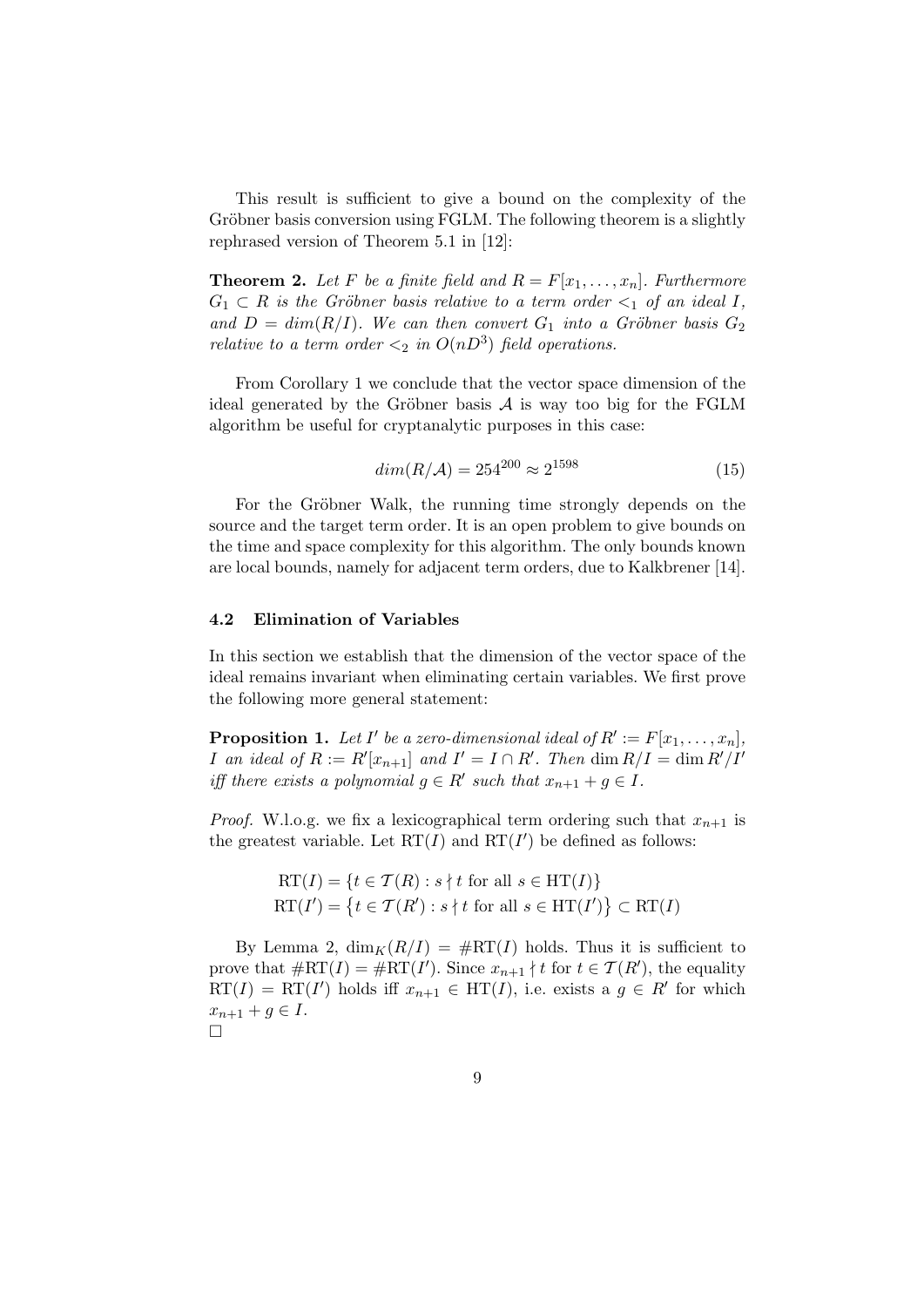This result is sufficient to give a bound on the complexity of the Gröbner basis conversion using FGLM. The following theorem is a slightly rephrased version of Theorem 5.1 in [12]:

**Theorem 2.** *Let $F$ be a finite field and $R = F[x_1, \ldots, x_n]$. Furthermore $G_1 \subset R$ is the Gröbner basis relative to a term order $<_1$ of an ideal $I$, and $D = dim(R/I)$. We can then convert $G_1$ into a Gröbner basis $G_2$ relative to a term order $<_2$ in $O(nD^3)$ field operations.*

From Corollary 1 we conclude that the vector space dimension of the ideal generated by the Gröbner basis $\mathcal{A}$ is way too big for the FGLM algorithm be useful for cryptanalytic purposes in this case:

$$dim(R/\mathcal{A}) = 254^{200} \approx 2^{1598} \tag{15}$$

For the Gröbner Walk, the running time strongly depends on the source and the target term order. It is an open problem to give bounds on the time and space complexity for this algorithm. The only bounds known are local bounds, namely for adjacent term orders, due to Kalkbrener [14].

### 4.2 Elimination of Variables

In this section we establish that the dimension of the vector space of the ideal remains invariant when eliminating certain variables. We first prove the following more general statement:

**Proposition 1.** *Let $I'$ be a zero-dimensional ideal of $R' := F[x_1, \ldots, x_n]$, $I$ an ideal of $R := R'[x_{n+1}]$ and $I' = I \cap R'$. Then $\dim R/I = \dim R'/I'$ iff there exists a polynomial $g \in R'$ such that $x_{n+1} + g \in I$.*

*Proof.* W.l.o.g. we fix a lexicographical term ordering such that $x_{n+1}$ is the greatest variable. Let $\mathrm{RT}(I)$ and $\mathrm{RT}(I')$ be defined as follows:

$$\mathrm{RT}(I) = \{t \in \mathcal{T}(R) : s \nmid t \text{ for all } s \in \mathrm{HT}(I)\}$$
$$\mathrm{RT}(I') = \{t \in \mathcal{T}(R') : s \nmid t \text{ for all } s \in \mathrm{HT}(I')\} \subset \mathrm{RT}(I)$$

By Lemma 2, $\dim_K(R/I) = \#\mathrm{RT}(I)$ holds. Thus it is sufficient to prove that $\#\mathrm{RT}(I) = \#\mathrm{RT}(I')$. Since $x_{n+1} \nmid t$ for $t \in \mathcal{T}(R')$, the equality $\mathrm{RT}(I) = \mathrm{RT}(I')$ holds iff $x_{n+1} \in \mathrm{HT}(I)$, i.e. exists a $g \in R'$ for which $x_{n+1} + g \in I$.

□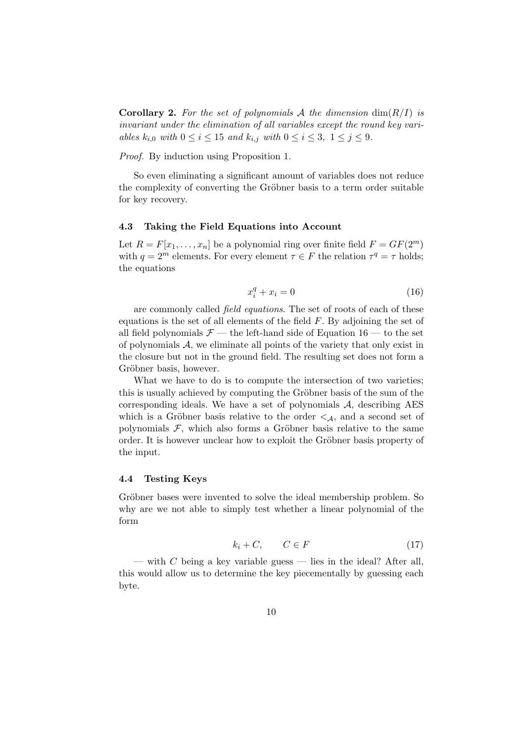**Corollary 2.** *For the set of polynomials $\mathcal{A}$ the dimension $\dim(R/I)$ is invariant under the elimination of all variables except the round key variables $k_{i,0}$ with $0 \leq i \leq 15$ and $k_{i,j}$ with $0 \leq i \leq 3,\ 1 \leq j \leq 9$.*

*Proof.* By induction using Proposition 1.

So even eliminating a significant amount of variables does not reduce the complexity of converting the Gröbner basis to a term order suitable for key recovery.

### 4.3 Taking the Field Equations into Account

Let $R = F[x_1, \ldots, x_n]$ be a polynomial ring over finite field $F = GF(2^m)$ with $q = 2^m$ elements. For every element $\tau \in F$ the relation $\tau^q = \tau$ holds; the equations

$$x_i^q + x_i = 0 \tag{16}$$

are commonly called *field equations*. The set of roots of each of these equations is the set of all elements of the field $F$. By adjoining the set of all field polynomials $\mathcal{F}$ — the left-hand side of Equation 16 — to the set of polynomials $\mathcal{A}$, we eliminate all points of the variety that only exist in the closure but not in the ground field. The resulting set does not form a Gröbner basis, however.

What we have to do is to compute the intersection of two varieties; this is usually achieved by computing the Gröbner basis of the sum of the corresponding ideals. We have a set of polynomials $\mathcal{A}$, describing AES which is a Gröbner basis relative to the order $<_{\mathcal{A}}$, and a second set of polynomials $\mathcal{F}$, which also forms a Gröbner basis relative to the same order. It is however unclear how to exploit the Gröbner basis property of the input.

### 4.4 Testing Keys

Gröbner bases were invented to solve the ideal membership problem. So why are we not able to simply test whether a linear polynomial of the form

$$k_i + C, \qquad C \in F \tag{17}$$

— with $C$ being a key variable guess — lies in the ideal? After all, this would allow us to determine the key piecementally by guessing each byte.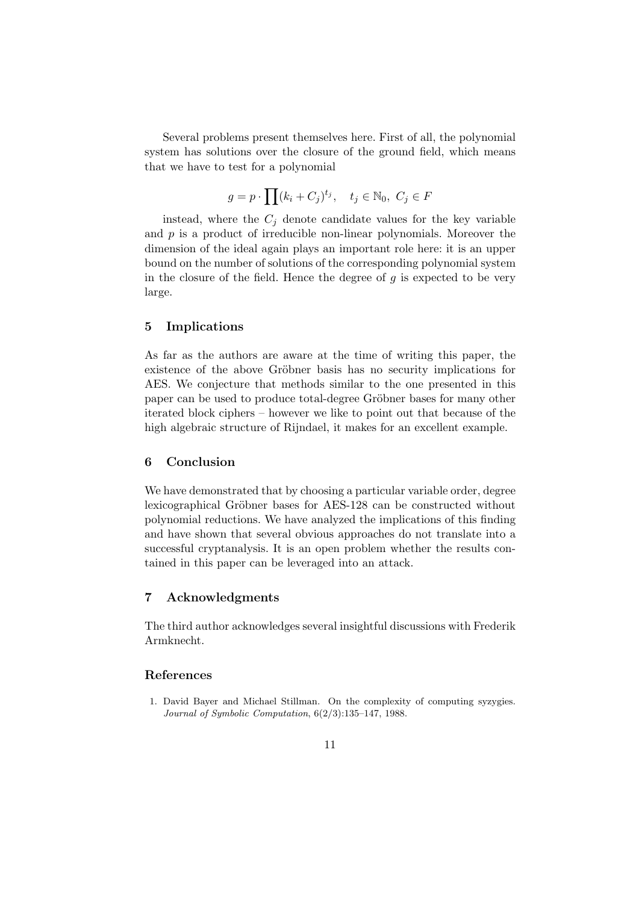Several problems present themselves here. First of all, the polynomial system has solutions over the closure of the ground field, which means that we have to test for a polynomial

$$g = p \cdot \prod (k_i + C_j)^{t_j}, \quad t_j \in \mathbb{N}_0,\ C_j \in F$$

instead, where the $C_j$ denote candidate values for the key variable and $p$ is a product of irreducible non-linear polynomials. Moreover the dimension of the ideal again plays an important role here: it is an upper bound on the number of solutions of the corresponding polynomial system in the closure of the field. Hence the degree of $g$ is expected to be very large.

## 5 Implications

As far as the authors are aware at the time of writing this paper, the existence of the above Gröbner basis has no security implications for AES. We conjecture that methods similar to the one presented in this paper can be used to produce total-degree Gröbner bases for many other iterated block ciphers – however we like to point out that because of the high algebraic structure of Rijndael, it makes for an excellent example.

## 6 Conclusion

We have demonstrated that by choosing a particular variable order, degree lexicographical Gröbner bases for AES-128 can be constructed without polynomial reductions. We have analyzed the implications of this finding and have shown that several obvious approaches do not translate into a successful cryptanalysis. It is an open problem whether the results contained in this paper can be leveraged into an attack.

## 7 Acknowledgments

The third author acknowledges several insightful discussions with Frederik Armknecht.

## References

1. David Bayer and Michael Stillman. On the complexity of computing syzygies. *Journal of Symbolic Computation*, 6(2/3):135–147, 1988.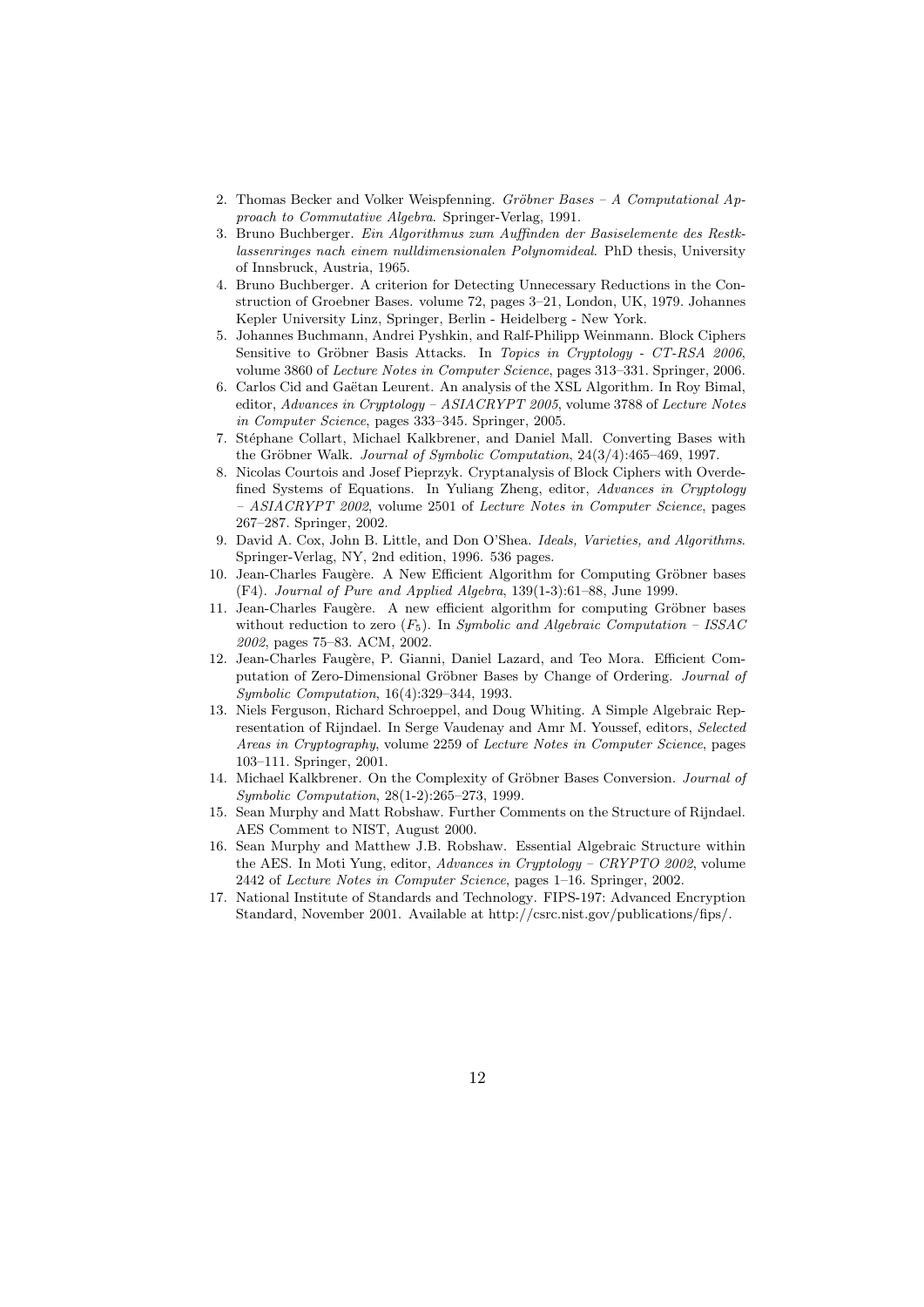2. Thomas Becker and Volker Weispfenning. *Gröbner Bases – A Computational Approach to Commutative Algebra*. Springer-Verlag, 1991.
3. Bruno Buchberger. *Ein Algorithmus zum Auffinden der Basiselemente des Restklassenringes nach einem nulldimensionalen Polynomideal*. PhD thesis, University of Innsbruck, Austria, 1965.
4. Bruno Buchberger. A criterion for Detecting Unnecessary Reductions in the Construction of Groebner Bases. volume 72, pages 3–21, London, UK, 1979. Johannes Kepler University Linz, Springer, Berlin - Heidelberg - New York.
5. Johannes Buchmann, Andrei Pyshkin, and Ralf-Philipp Weinmann. Block Ciphers Sensitive to Gröbner Basis Attacks. In *Topics in Cryptology - CT-RSA 2006*, volume 3860 of *Lecture Notes in Computer Science*, pages 313–331. Springer, 2006.
6. Carlos Cid and Gaëtan Leurent. An analysis of the XSL Algorithm. In Roy Bimal, editor, *Advances in Cryptology – ASIACRYPT 2005*, volume 3788 of *Lecture Notes in Computer Science*, pages 333–345. Springer, 2005.
7. Stéphane Collart, Michael Kalkbrener, and Daniel Mall. Converting Bases with the Gröbner Walk. *Journal of Symbolic Computation*, 24(3/4):465–469, 1997.
8. Nicolas Courtois and Josef Pieprzyk. Cryptanalysis of Block Ciphers with Overdefined Systems of Equations. In Yuliang Zheng, editor, *Advances in Cryptology – ASIACRYPT 2002*, volume 2501 of *Lecture Notes in Computer Science*, pages 267–287. Springer, 2002.
9. David A. Cox, John B. Little, and Don O'Shea. *Ideals, Varieties, and Algorithms*. Springer-Verlag, NY, 2nd edition, 1996. 536 pages.
10. Jean-Charles Faugère. A New Efficient Algorithm for Computing Gröbner bases (F4). *Journal of Pure and Applied Algebra*, 139(1-3):61–88, June 1999.
11. Jean-Charles Faugère. A new efficient algorithm for computing Gröbner bases without reduction to zero ($F_5$). In *Symbolic and Algebraic Computation – ISSAC 2002*, pages 75–83. ACM, 2002.
12. Jean-Charles Faugère, P. Gianni, Daniel Lazard, and Teo Mora. Efficient Computation of Zero-Dimensional Gröbner Bases by Change of Ordering. *Journal of Symbolic Computation*, 16(4):329–344, 1993.
13. Niels Ferguson, Richard Schroeppel, and Doug Whiting. A Simple Algebraic Representation of Rijndael. In Serge Vaudenay and Amr M. Youssef, editors, *Selected Areas in Cryptography*, volume 2259 of *Lecture Notes in Computer Science*, pages 103–111. Springer, 2001.
14. Michael Kalkbrener. On the Complexity of Gröbner Bases Conversion. *Journal of Symbolic Computation*, 28(1-2):265–273, 1999.
15. Sean Murphy and Matt Robshaw. Further Comments on the Structure of Rijndael. AES Comment to NIST, August 2000.
16. Sean Murphy and Matthew J.B. Robshaw. Essential Algebraic Structure within the AES. In Moti Yung, editor, *Advances in Cryptology – CRYPTO 2002*, volume 2442 of *Lecture Notes in Computer Science*, pages 1–16. Springer, 2002.
17. National Institute of Standards and Technology. FIPS-197: Advanced Encryption Standard, November 2001. Available at http://csrc.nist.gov/publications/fips/.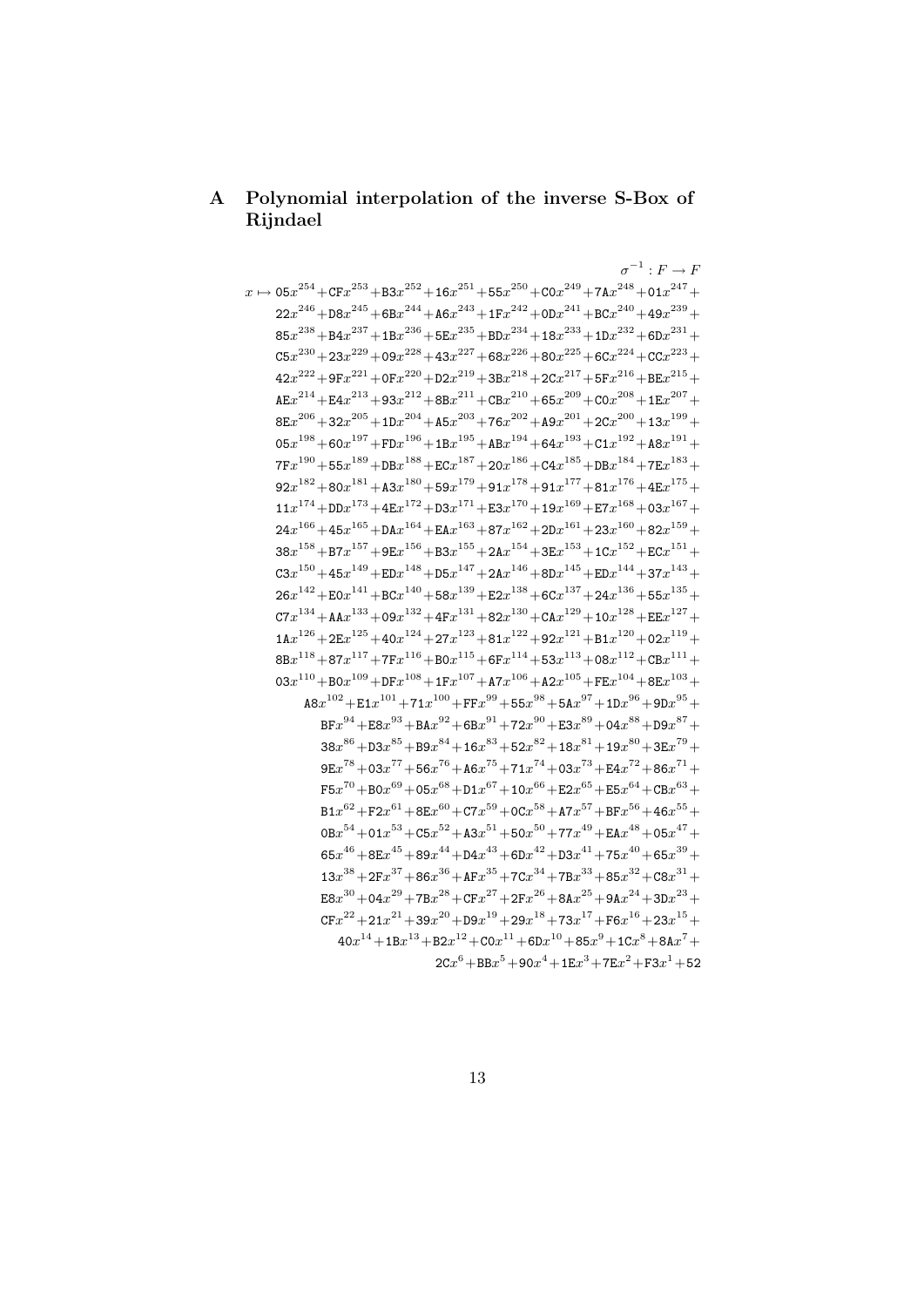## A Polynomial interpolation of the inverse S-Box of Rijndael

$$\sigma^{-1} : F \to F$$

$$
\begin{aligned}
x \mapsto\ & \mathtt{05}x^{254} + \mathtt{CF}x^{253} + \mathtt{B3}x^{252} + \mathtt{16}x^{251} + \mathtt{55}x^{250} + \mathtt{C0}x^{249} + \mathtt{7A}x^{248} + \mathtt{01}x^{247} + \\
& \mathtt{22}x^{246} + \mathtt{D8}x^{245} + \mathtt{6B}x^{244} + \mathtt{A6}x^{243} + \mathtt{1F}x^{242} + \mathtt{0D}x^{241} + \mathtt{BC}x^{240} + \mathtt{49}x^{239} + \\
& \mathtt{85}x^{238} + \mathtt{B4}x^{237} + \mathtt{1B}x^{236} + \mathtt{5E}x^{235} + \mathtt{BD}x^{234} + \mathtt{18}x^{233} + \mathtt{1D}x^{232} + \mathtt{6D}x^{231} + \\
& \mathtt{C5}x^{230} + \mathtt{23}x^{229} + \mathtt{09}x^{228} + \mathtt{43}x^{227} + \mathtt{68}x^{226} + \mathtt{80}x^{225} + \mathtt{6C}x^{224} + \mathtt{CC}x^{223} + \\
& \mathtt{42}x^{222} + \mathtt{9F}x^{221} + \mathtt{0F}x^{220} + \mathtt{D2}x^{219} + \mathtt{3B}x^{218} + \mathtt{2C}x^{217} + \mathtt{5F}x^{216} + \mathtt{BE}x^{215} + \\
& \mathtt{AE}x^{214} + \mathtt{E4}x^{213} + \mathtt{93}x^{212} + \mathtt{8B}x^{211} + \mathtt{CB}x^{210} + \mathtt{65}x^{209} + \mathtt{C0}x^{208} + \mathtt{1E}x^{207} + \\
& \mathtt{8E}x^{206} + \mathtt{32}x^{205} + \mathtt{1D}x^{204} + \mathtt{A5}x^{203} + \mathtt{76}x^{202} + \mathtt{A9}x^{201} + \mathtt{2C}x^{200} + \mathtt{13}x^{199} + \\
& \mathtt{05}x^{198} + \mathtt{60}x^{197} + \mathtt{FD}x^{196} + \mathtt{1B}x^{195} + \mathtt{AB}x^{194} + \mathtt{64}x^{193} + \mathtt{C1}x^{192} + \mathtt{A8}x^{191} + \\
& \mathtt{7F}x^{190} + \mathtt{55}x^{189} + \mathtt{DB}x^{188} + \mathtt{EC}x^{187} + \mathtt{20}x^{186} + \mathtt{C4}x^{185} + \mathtt{DB}x^{184} + \mathtt{7E}x^{183} + \\
& \mathtt{92}x^{182} + \mathtt{80}x^{181} + \mathtt{A3}x^{180} + \mathtt{59}x^{179} + \mathtt{91}x^{178} + \mathtt{91}x^{177} + \mathtt{81}x^{176} + \mathtt{4E}x^{175} + \\
& \mathtt{11}x^{174} + \mathtt{DD}x^{173} + \mathtt{4E}x^{172} + \mathtt{D3}x^{171} + \mathtt{E3}x^{170} + \mathtt{19}x^{169} + \mathtt{E7}x^{168} + \mathtt{03}x^{167} + \\
& \mathtt{24}x^{166} + \mathtt{45}x^{165} + \mathtt{DA}x^{164} + \mathtt{EA}x^{163} + \mathtt{87}x^{162} + \mathtt{2D}x^{161} + \mathtt{23}x^{160} + \mathtt{82}x^{159} + \\
& \mathtt{38}x^{158} + \mathtt{B7}x^{157} + \mathtt{9E}x^{156} + \mathtt{B3}x^{155} + \mathtt{2A}x^{154} + \mathtt{3E}x^{153} + \mathtt{1C}x^{152} + \mathtt{EC}x^{151} + \\
& \mathtt{C3}x^{150} + \mathtt{45}x^{149} + \mathtt{ED}x^{148} + \mathtt{D5}x^{147} + \mathtt{2A}x^{146} + \mathtt{8D}x^{145} + \mathtt{ED}x^{144} + \mathtt{37}x^{143} + \\
& \mathtt{26}x^{142} + \mathtt{E0}x^{141} + \mathtt{BC}x^{140} + \mathtt{58}x^{139} + \mathtt{E2}x^{138} + \mathtt{6C}x^{137} + \mathtt{24}x^{136} + \mathtt{55}x^{135} + \\
& \mathtt{C7}x^{134} + \mathtt{AA}x^{133} + \mathtt{09}x^{132} + \mathtt{4F}x^{131} + \mathtt{82}x^{130} + \mathtt{CA}x^{129} + \mathtt{10}x^{128} + \mathtt{EE}x^{127} + \\
& \mathtt{1A}x^{126} + \mathtt{2E}x^{125} + \mathtt{40}x^{124} + \mathtt{27}x^{123} + \mathtt{81}x^{122} + \mathtt{92}x^{121} + \mathtt{B1}x^{120} + \mathtt{02}x^{119} + \\
& \mathtt{8B}x^{118} + \mathtt{87}x^{117} + \mathtt{7F}x^{116} + \mathtt{B0}x^{115} + \mathtt{6F}x^{114} + \mathtt{53}x^{113} + \mathtt{08}x^{112} + \mathtt{CB}x^{111} + \\
& \mathtt{03}x^{110} + \mathtt{B0}x^{109} + \mathtt{DF}x^{108} + \mathtt{1F}x^{107} + \mathtt{A7}x^{106} + \mathtt{A2}x^{105} + \mathtt{FE}x^{104} + \mathtt{8E}x^{103} + \\
& \mathtt{A8}x^{102} + \mathtt{E1}x^{101} + \mathtt{71}x^{100} + \mathtt{FF}x^{99} + \mathtt{55}x^{98} + \mathtt{5A}x^{97} + \mathtt{1D}x^{96} + \mathtt{9D}x^{95} + \\
& \mathtt{BF}x^{94} + \mathtt{E8}x^{93} + \mathtt{BA}x^{92} + \mathtt{6B}x^{91} + \mathtt{72}x^{90} + \mathtt{E3}x^{89} + \mathtt{04}x^{88} + \mathtt{D9}x^{87} + \\
& \mathtt{38}x^{86} + \mathtt{D3}x^{85} + \mathtt{B9}x^{84} + \mathtt{16}x^{83} + \mathtt{52}x^{82} + \mathtt{18}x^{81} + \mathtt{19}x^{80} + \mathtt{3E}x^{79} + \\
& \mathtt{9E}x^{78} + \mathtt{03}x^{77} + \mathtt{56}x^{76} + \mathtt{A6}x^{75} + \mathtt{71}x^{74} + \mathtt{03}x^{73} + \mathtt{E4}x^{72} + \mathtt{86}x^{71} + \\
& \mathtt{F5}x^{70} + \mathtt{B0}x^{69} + \mathtt{05}x^{68} + \mathtt{D1}x^{67} + \mathtt{10}x^{66} + \mathtt{E2}x^{65} + \mathtt{E5}x^{64} + \mathtt{CB}x^{63} + \\
& \mathtt{B1}x^{62} + \mathtt{F2}x^{61} + \mathtt{8E}x^{60} + \mathtt{C7}x^{59} + \mathtt{0C}x^{58} + \mathtt{A7}x^{57} + \mathtt{BF}x^{56} + \mathtt{46}x^{55} + \\
& \mathtt{0B}x^{54} + \mathtt{01}x^{53} + \mathtt{C5}x^{52} + \mathtt{A3}x^{51} + \mathtt{50}x^{50} + \mathtt{77}x^{49} + \mathtt{EA}x^{48} + \mathtt{05}x^{47} + \\
& \mathtt{65}x^{46} + \mathtt{8E}x^{45} + \mathtt{89}x^{44} + \mathtt{D4}x^{43} + \mathtt{6D}x^{42} + \mathtt{D3}x^{41} + \mathtt{75}x^{40} + \mathtt{65}x^{39} + \\
& \mathtt{13}x^{38} + \mathtt{2F}x^{37} + \mathtt{86}x^{36} + \mathtt{AF}x^{35} + \mathtt{7C}x^{34} + \mathtt{7B}x^{33} + \mathtt{85}x^{32} + \mathtt{C8}x^{31} + \\
& \mathtt{E8}x^{30} + \mathtt{04}x^{29} + \mathtt{7B}x^{28} + \mathtt{CF}x^{27} + \mathtt{2F}x^{26} + \mathtt{8A}x^{25} + \mathtt{9A}x^{24} + \mathtt{3D}x^{23} + \\
& \mathtt{CF}x^{22} + \mathtt{21}x^{21} + \mathtt{39}x^{20} + \mathtt{D9}x^{19} + \mathtt{29}x^{18} + \mathtt{73}x^{17} + \mathtt{F6}x^{16} + \mathtt{23}x^{15} + \\
& \mathtt{40}x^{14} + \mathtt{1B}x^{13} + \mathtt{B2}x^{12} + \mathtt{C0}x^{11} + \mathtt{6D}x^{10} + \mathtt{85}x^{9} + \mathtt{1C}x^{8} + \mathtt{8A}x^{7} + \\
& \mathtt{2C}x^{6} + \mathtt{BB}x^{5} + \mathtt{90}x^{4} + \mathtt{1E}x^{3} + \mathtt{7E}x^{2} + \mathtt{F3}x^{1} + \mathtt{52}
\end{aligned}
$$